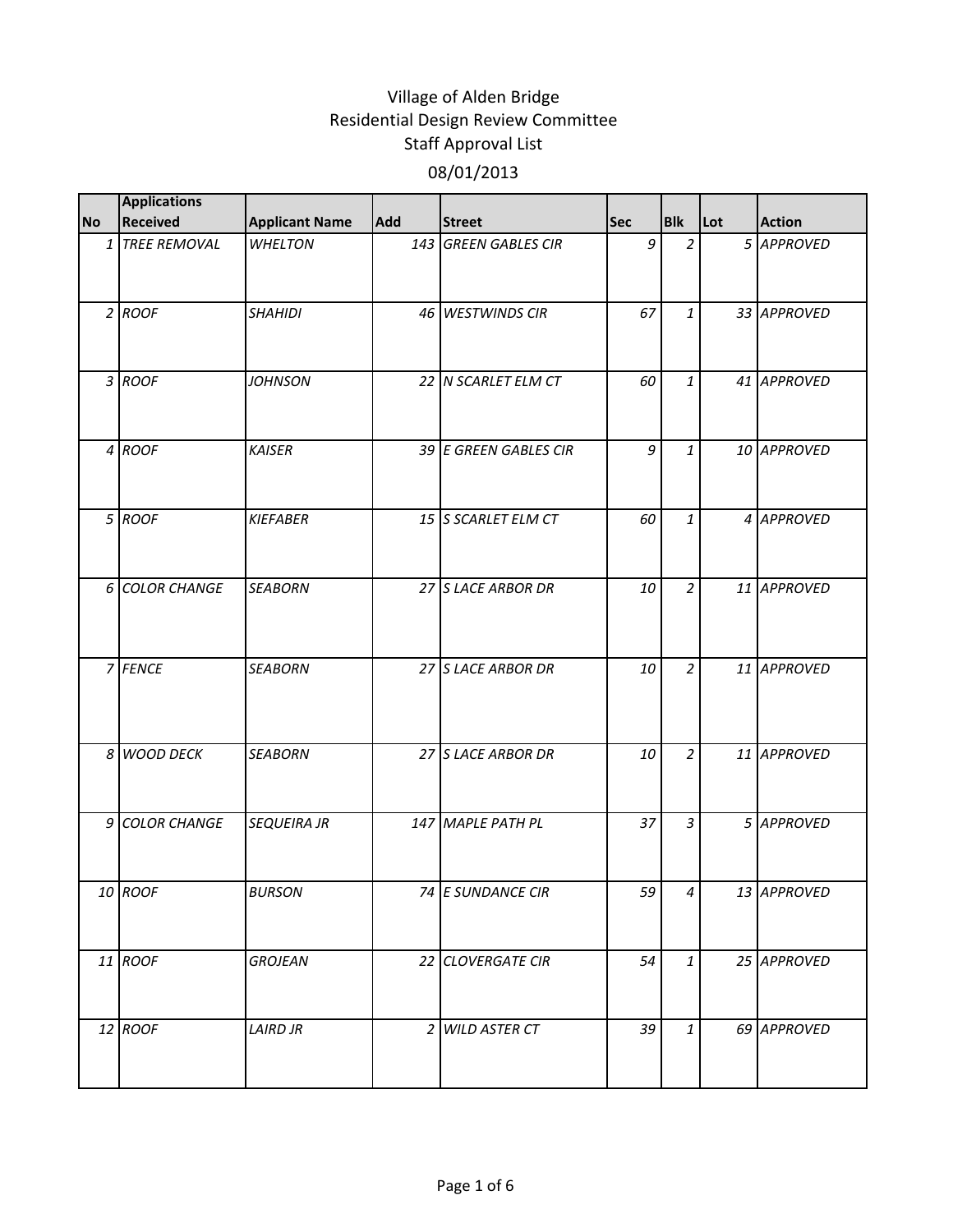# Village of Alden Bridge
## Residential Design Review Committee
## Staff Approval List
## 08/01/2013

| No | Applications Received | Applicant Name | Add | Street | Sec | Blk | Lot | Action |
|---|---|---|---|---|---|---|---|---|
| 1 | TREE REMOVAL | WHELTON | 143 | GREEN GABLES CIR | 9 | 2 | 5 | APPROVED |
| 2 | ROOF | SHAHIDI | 46 | WESTWINDS CIR | 67 | 1 | 33 | APPROVED |
| 3 | ROOF | JOHNSON | 22 | N SCARLET ELM CT | 60 | 1 | 41 | APPROVED |
| 4 | ROOF | KAISER | 39 | E GREEN GABLES CIR | 9 | 1 | 10 | APPROVED |
| 5 | ROOF | KIEFABER | 15 | S SCARLET ELM CT | 60 | 1 | 4 | APPROVED |
| 6 | COLOR CHANGE | SEABORN | 27 | S LACE ARBOR DR | 10 | 2 | 11 | APPROVED |
| 7 | FENCE | SEABORN | 27 | S LACE ARBOR DR | 10 | 2 | 11 | APPROVED |
| 8 | WOOD DECK | SEABORN | 27 | S LACE ARBOR DR | 10 | 2 | 11 | APPROVED |
| 9 | COLOR CHANGE | SEQUEIRA JR | 147 | MAPLE PATH PL | 37 | 3 | 5 | APPROVED |
| 10 | ROOF | BURSON | 74 | E SUNDANCE CIR | 59 | 4 | 13 | APPROVED |
| 11 | ROOF | GROJEAN | 22 | CLOVERGATE CIR | 54 | 1 | 25 | APPROVED |
| 12 | ROOF | LAIRD JR | 2 | WILD ASTER CT | 39 | 1 | 69 | APPROVED |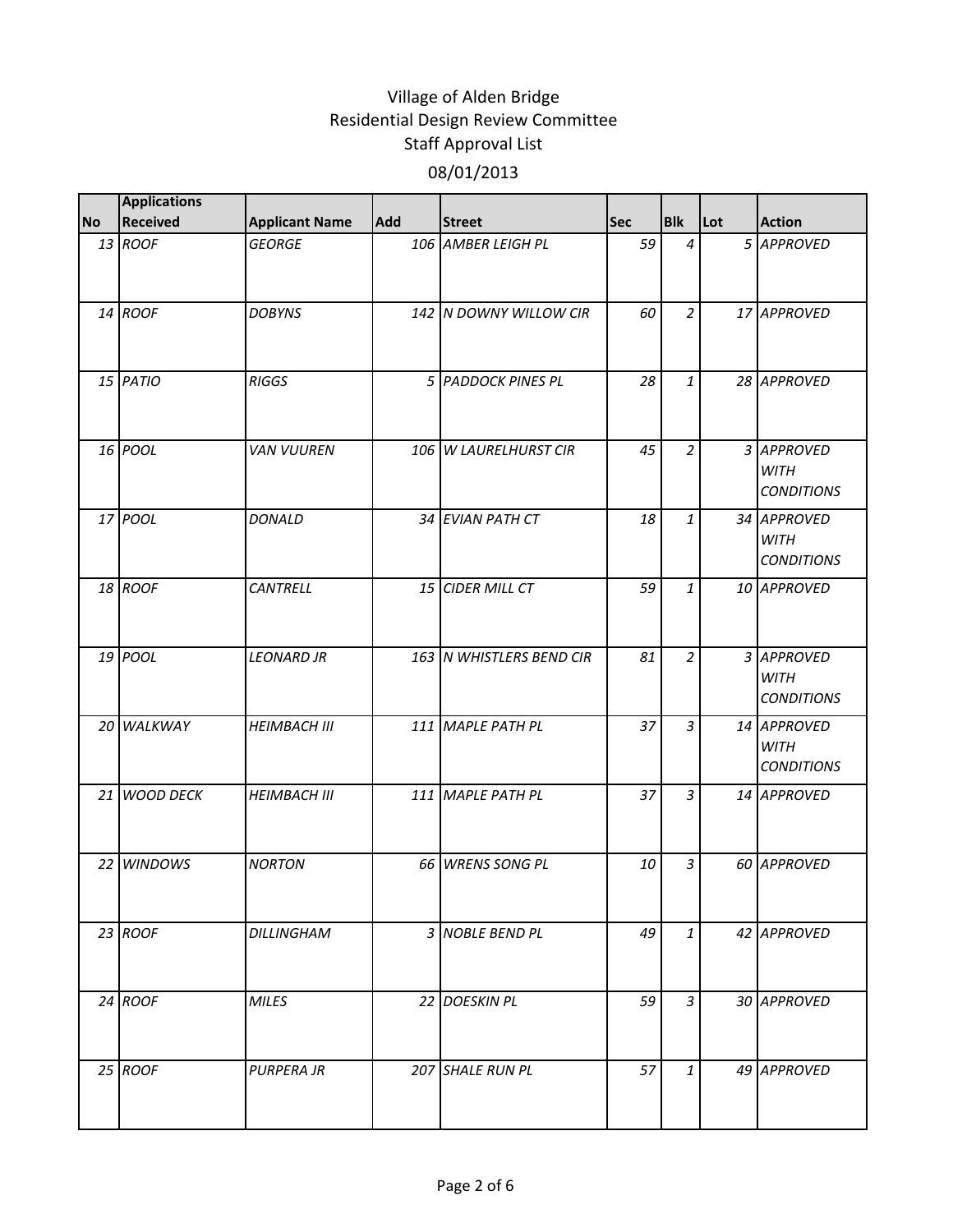# Village of Alden Bridge
## Residential Design Review Committee
## Staff Approval List
## 08/01/2013

| No | Applications Received | Applicant Name | Add | Street | Sec | Blk | Lot | Action |
|---|---|---|---|---|---|---|---|---|
| 13 | *ROOF* | *GEORGE* | 106 | *AMBER LEIGH PL* | 59 | 4 | 5 | *APPROVED* |
| 14 | *ROOF* | *DOBYNS* | 142 | *N DOWNY WILLOW CIR* | 60 | 2 | 17 | *APPROVED* |
| 15 | *PATIO* | *RIGGS* | 5 | *PADDOCK PINES PL* | 28 | 1 | 28 | *APPROVED* |
| 16 | *POOL* | *VAN VUUREN* | 106 | *W LAURELHURST CIR* | 45 | 2 | 3 | *APPROVED WITH CONDITIONS* |
| 17 | *POOL* | *DONALD* | 34 | *EVIAN PATH CT* | 18 | 1 | 34 | *APPROVED WITH CONDITIONS* |
| 18 | *ROOF* | *CANTRELL* | 15 | *CIDER MILL CT* | 59 | 1 | 10 | *APPROVED* |
| 19 | *POOL* | *LEONARD JR* | 163 | *N WHISTLERS BEND CIR* | 81 | 2 | 3 | *APPROVED WITH CONDITIONS* |
| 20 | *WALKWAY* | *HEIMBACH III* | 111 | *MAPLE PATH PL* | 37 | 3 | 14 | *APPROVED WITH CONDITIONS* |
| 21 | *WOOD DECK* | *HEIMBACH III* | 111 | *MAPLE PATH PL* | 37 | 3 | 14 | *APPROVED* |
| 22 | *WINDOWS* | *NORTON* | 66 | *WRENS SONG PL* | 10 | 3 | 60 | *APPROVED* |
| 23 | *ROOF* | *DILLINGHAM* | 3 | *NOBLE BEND PL* | 49 | 1 | 42 | *APPROVED* |
| 24 | *ROOF* | *MILES* | 22 | *DOESKIN PL* | 59 | 3 | 30 | *APPROVED* |
| 25 | *ROOF* | *PURPERA JR* | 207 | *SHALE RUN PL* | 57 | 1 | 49 | *APPROVED* |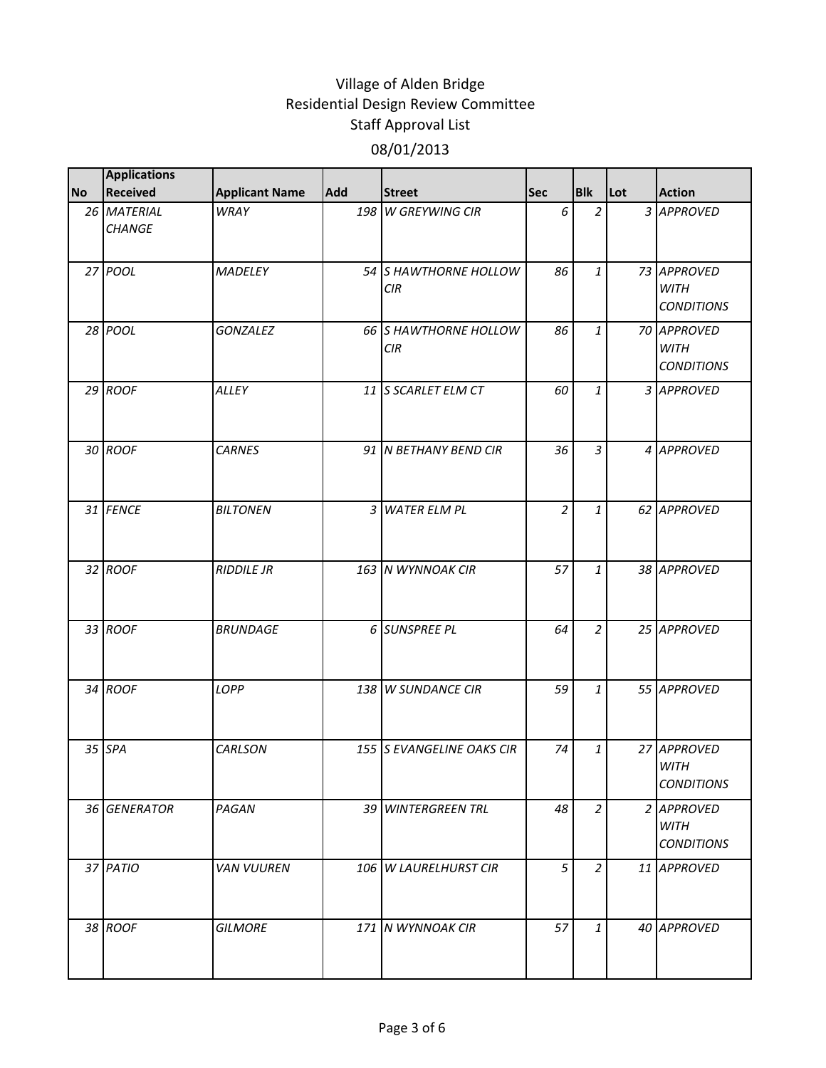# Village of Alden Bridge
## Residential Design Review Committee
## Staff Approval List
## 08/01/2013

| No | Applications Received | Applicant Name | Add | Street | Sec | Blk | Lot | Action |
|---|---|---|---|---|---|---|---|---|
| 26 | *MATERIAL CHANGE* | *WRAY* | 198 | *W GREYWING CIR* | 6 | 2 | 3 | *APPROVED* |
| 27 | *POOL* | *MADELEY* | 54 | *S HAWTHORNE HOLLOW CIR* | 86 | 1 | 73 | *APPROVED WITH CONDITIONS* |
| 28 | *POOL* | *GONZALEZ* | 66 | *S HAWTHORNE HOLLOW CIR* | 86 | 1 | 70 | *APPROVED WITH CONDITIONS* |
| 29 | *ROOF* | *ALLEY* | 11 | *S SCARLET ELM CT* | 60 | 1 | 3 | *APPROVED* |
| 30 | *ROOF* | *CARNES* | 91 | *N BETHANY BEND CIR* | 36 | 3 | 4 | *APPROVED* |
| 31 | *FENCE* | *BILTONEN* | 3 | *WATER ELM PL* | 2 | 1 | 62 | *APPROVED* |
| 32 | *ROOF* | *RIDDILE JR* | 163 | *N WYNNOAK CIR* | 57 | 1 | 38 | *APPROVED* |
| 33 | *ROOF* | *BRUNDAGE* | 6 | *SUNSPREE PL* | 64 | 2 | 25 | *APPROVED* |
| 34 | *ROOF* | *LOPP* | 138 | *W SUNDANCE CIR* | 59 | 1 | 55 | *APPROVED* |
| 35 | *SPA* | *CARLSON* | 155 | *S EVANGELINE OAKS CIR* | 74 | 1 | 27 | *APPROVED WITH CONDITIONS* |
| 36 | *GENERATOR* | *PAGAN* | 39 | *WINTERGREEN TRL* | 48 | 2 | 2 | *APPROVED WITH CONDITIONS* |
| 37 | *PATIO* | *VAN VUUREN* | 106 | *W LAURELHURST CIR* | 5 | 2 | 11 | *APPROVED* |
| 38 | *ROOF* | *GILMORE* | 171 | *N WYNNOAK CIR* | 57 | 1 | 40 | *APPROVED* |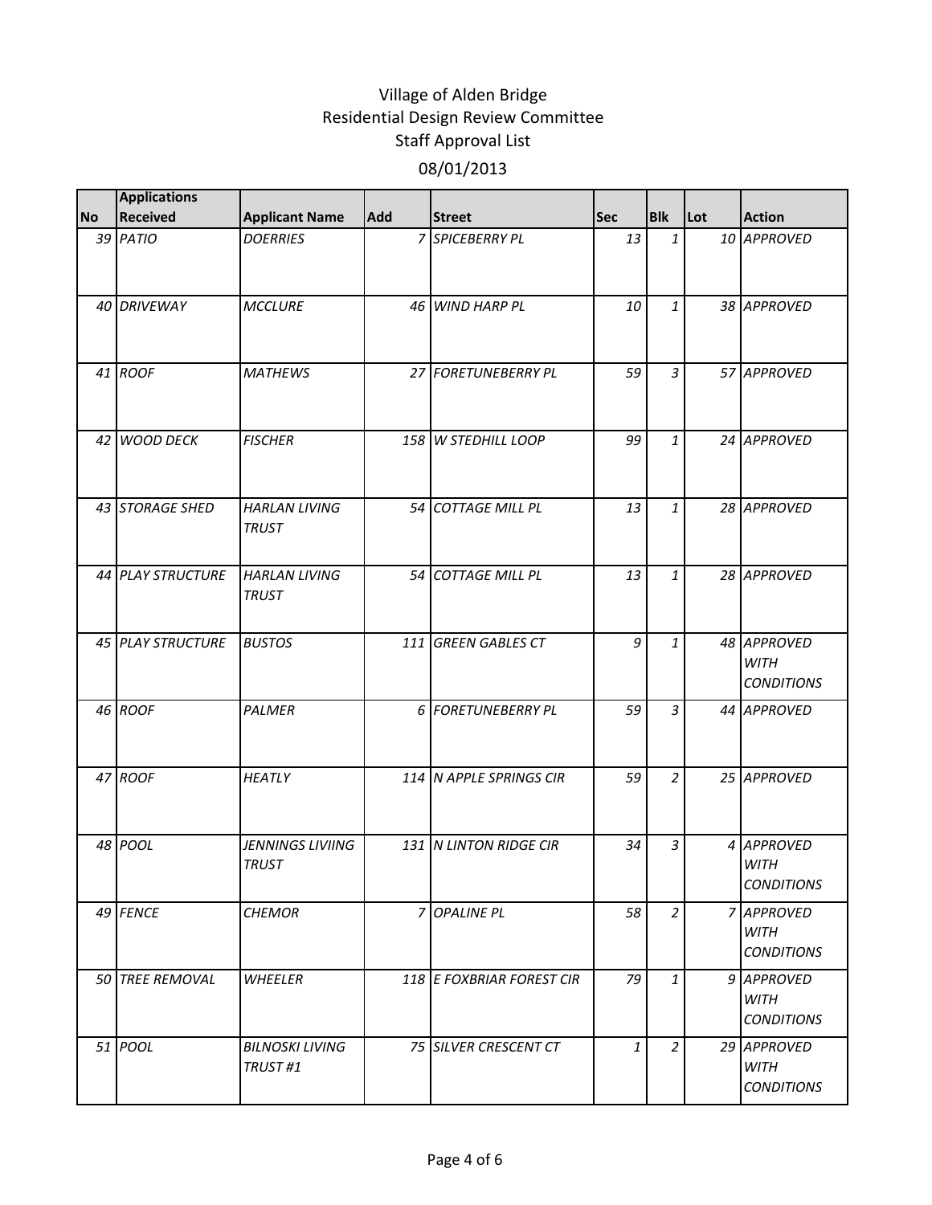# Village of Alden Bridge
## Residential Design Review Committee
### Staff Approval List
### 08/01/2013

| No | Applications Received | Applicant Name | Add | Street | Sec | Blk | Lot | Action |
|---|---|---|---|---|---|---|---|---|
| 39 | PATIO | DOERRIES | 7 | SPICEBERRY PL | 13 | 1 | 10 | APPROVED |
| 40 | DRIVEWAY | MCCLURE | 46 | WIND HARP PL | 10 | 1 | 38 | APPROVED |
| 41 | ROOF | MATHEWS | 27 | FORETUNEBERRY PL | 59 | 3 | 57 | APPROVED |
| 42 | WOOD DECK | FISCHER | 158 | W STEDHILL LOOP | 99 | 1 | 24 | APPROVED |
| 43 | STORAGE SHED | HARLAN LIVING TRUST | 54 | COTTAGE MILL PL | 13 | 1 | 28 | APPROVED |
| 44 | PLAY STRUCTURE | HARLAN LIVING TRUST | 54 | COTTAGE MILL PL | 13 | 1 | 28 | APPROVED |
| 45 | PLAY STRUCTURE | BUSTOS | 111 | GREEN GABLES CT | 9 | 1 | 48 | APPROVED WITH CONDITIONS |
| 46 | ROOF | PALMER | 6 | FORETUNEBERRY PL | 59 | 3 | 44 | APPROVED |
| 47 | ROOF | HEATLY | 114 | N APPLE SPRINGS CIR | 59 | 2 | 25 | APPROVED |
| 48 | POOL | JENNINGS LIVIING TRUST | 131 | N LINTON RIDGE CIR | 34 | 3 | 4 | APPROVED WITH CONDITIONS |
| 49 | FENCE | CHEMOR | 7 | OPALINE PL | 58 | 2 | 7 | APPROVED WITH CONDITIONS |
| 50 | TREE REMOVAL | WHEELER | 118 | E FOXBRIAR FOREST CIR | 79 | 1 | 9 | APPROVED WITH CONDITIONS |
| 51 | POOL | BILNOSKI LIVING TRUST #1 | 75 | SILVER CRESCENT CT | 1 | 2 | 29 | APPROVED WITH CONDITIONS |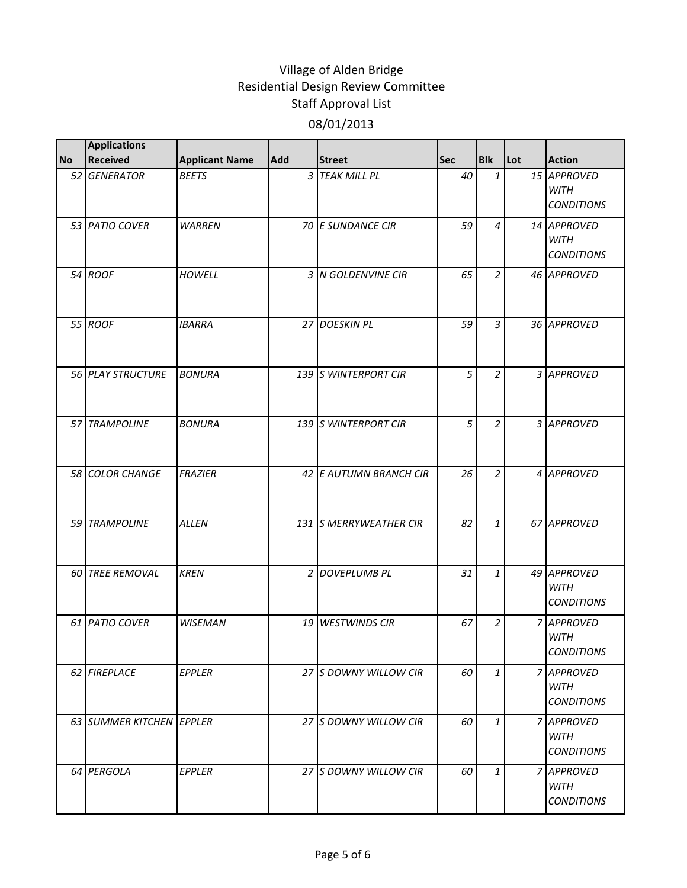# Village of Alden Bridge
## Residential Design Review Committee
### Staff Approval List
### 08/01/2013

| No | Applications Received | Applicant Name | Add | Street | Sec | Blk | Lot | Action |
|---|---|---|---|---|---|---|---|---|
| 52 | *GENERATOR* | *BEETS* | 3 | *TEAK MILL PL* | 40 | 1 | 15 | *APPROVED WITH CONDITIONS* |
| 53 | *PATIO COVER* | *WARREN* | 70 | *E SUNDANCE CIR* | 59 | 4 | 14 | *APPROVED WITH CONDITIONS* |
| 54 | *ROOF* | *HOWELL* | 3 | *N GOLDENVINE CIR* | 65 | 2 | 46 | *APPROVED* |
| 55 | *ROOF* | *IBARRA* | 27 | *DOESKIN PL* | 59 | 3 | 36 | *APPROVED* |
| 56 | *PLAY STRUCTURE* | *BONURA* | 139 | *S WINTERPORT CIR* | 5 | 2 | 3 | *APPROVED* |
| 57 | *TRAMPOLINE* | *BONURA* | 139 | *S WINTERPORT CIR* | 5 | 2 | 3 | *APPROVED* |
| 58 | *COLOR CHANGE* | *FRAZIER* | 42 | *E AUTUMN BRANCH CIR* | 26 | 2 | 4 | *APPROVED* |
| 59 | *TRAMPOLINE* | *ALLEN* | 131 | *S MERRYWEATHER CIR* | 82 | 1 | 67 | *APPROVED* |
| 60 | *TREE REMOVAL* | *KREN* | 2 | *DOVEPLUMB PL* | 31 | 1 | 49 | *APPROVED WITH CONDITIONS* |
| 61 | *PATIO COVER* | *WISEMAN* | 19 | *WESTWINDS CIR* | 67 | 2 | 7 | *APPROVED WITH CONDITIONS* |
| 62 | *FIREPLACE* | *EPPLER* | 27 | *S DOWNY WILLOW CIR* | 60 | 1 | 7 | *APPROVED WITH CONDITIONS* |
| 63 | *SUMMER KITCHEN* | *EPPLER* | 27 | *S DOWNY WILLOW CIR* | 60 | 1 | 7 | *APPROVED WITH CONDITIONS* |
| 64 | *PERGOLA* | *EPPLER* | 27 | *S DOWNY WILLOW CIR* | 60 | 1 | 7 | *APPROVED WITH CONDITIONS* |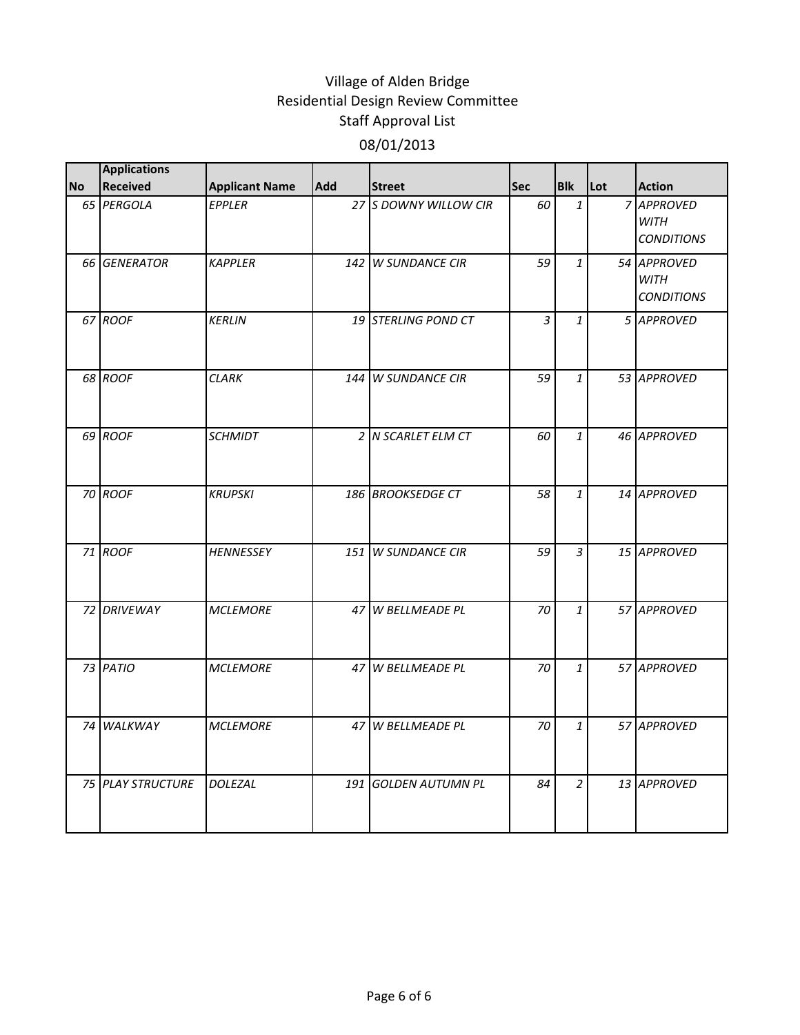# Village of Alden Bridge
## Residential Design Review Committee
## Staff Approval List
## 08/01/2013

| No | Applications Received | Applicant Name | Add | Street | Sec | Blk | Lot | Action |
|---|---|---|---|---|---|---|---|---|
| 65 | PERGOLA | EPPLER | 27 | S DOWNY WILLOW CIR | 60 | 1 | 7 | APPROVED WITH CONDITIONS |
| 66 | GENERATOR | KAPPLER | 142 | W SUNDANCE CIR | 59 | 1 | 54 | APPROVED WITH CONDITIONS |
| 67 | ROOF | KERLIN | 19 | STERLING POND CT | 3 | 1 | 5 | APPROVED |
| 68 | ROOF | CLARK | 144 | W SUNDANCE CIR | 59 | 1 | 53 | APPROVED |
| 69 | ROOF | SCHMIDT | 2 | N SCARLET ELM CT | 60 | 1 | 46 | APPROVED |
| 70 | ROOF | KRUPSKI | 186 | BROOKSEDGE CT | 58 | 1 | 14 | APPROVED |
| 71 | ROOF | HENNESSEY | 151 | W SUNDANCE CIR | 59 | 3 | 15 | APPROVED |
| 72 | DRIVEWAY | MCLEMORE | 47 | W BELLMEADE PL | 70 | 1 | 57 | APPROVED |
| 73 | PATIO | MCLEMORE | 47 | W BELLMEADE PL | 70 | 1 | 57 | APPROVED |
| 74 | WALKWAY | MCLEMORE | 47 | W BELLMEADE PL | 70 | 1 | 57 | APPROVED |
| 75 | PLAY STRUCTURE | DOLEZAL | 191 | GOLDEN AUTUMN PL | 84 | 2 | 13 | APPROVED |